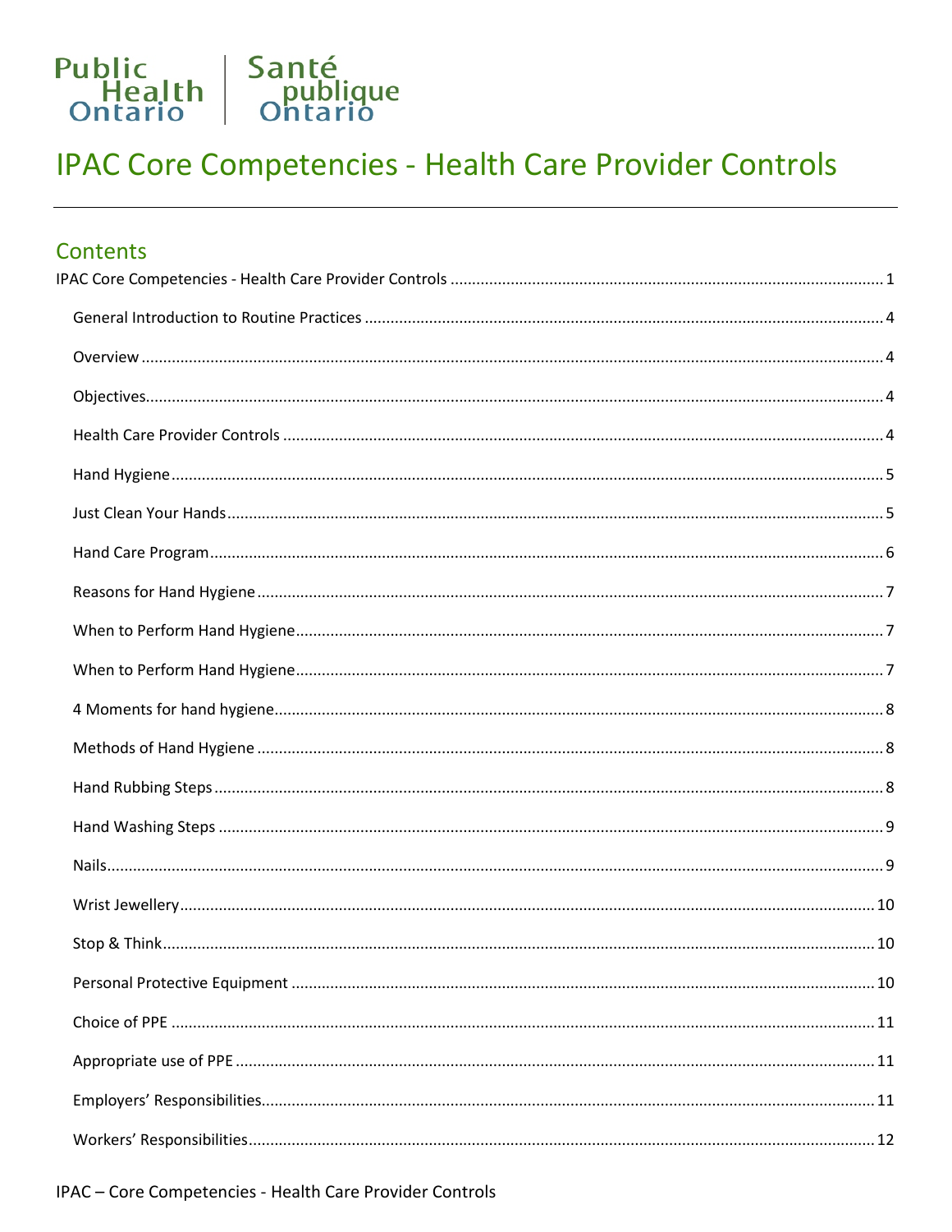Public Health Ontario | Santé publique Ontario

# IPAC Core Competencies - Health Care Provider Controls

## Contents

IPAC Core Competencies - Health Care Provider Controls ........ 1

- General Introduction to Routine Practices ........ 4
- Overview ........ 4
- Objectives ........ 4
- Health Care Provider Controls ........ 4
- Hand Hygiene ........ 5
- Just Clean Your Hands ........ 5
- Hand Care Program ........ 6
- Reasons for Hand Hygiene ........ 7
- When to Perform Hand Hygiene ........ 7
- When to Perform Hand Hygiene ........ 7
- 4 Moments for hand hygiene ........ 8
- Methods of Hand Hygiene ........ 8
- Hand Rubbing Steps ........ 8
- Hand Washing Steps ........ 9
- Nails ........ 9
- Wrist Jewellery ........ 10
- Stop & Think ........ 10
- Personal Protective Equipment ........ 10
- Choice of PPE ........ 11
- Appropriate use of PPE ........ 11
- Employers' Responsibilities ........ 11
- Workers' Responsibilities ........ 12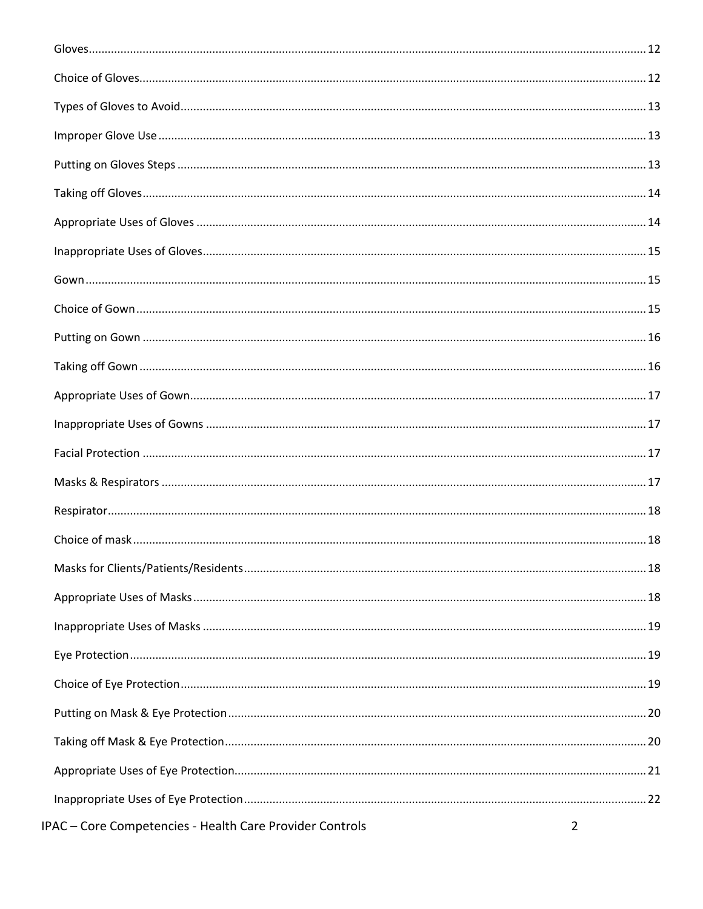Gloves ........................................................................................................................................................ 12

Choice of Gloves ....................................................................................................................................... 12

Types of Gloves to Avoid ........................................................................................................................... 13

Improper Glove Use .................................................................................................................................. 13

Putting on Gloves Steps ............................................................................................................................ 13

Taking off Gloves ...................................................................................................................................... 14

Appropriate Uses of Gloves ...................................................................................................................... 14

Inappropriate Uses of Gloves .................................................................................................................... 15

Gown ........................................................................................................................................................ 15

Choice of Gown ......................................................................................................................................... 15

Putting on Gown ....................................................................................................................................... 16

Taking off Gown ........................................................................................................................................ 16

Appropriate Uses of Gown ........................................................................................................................ 17

Inappropriate Uses of Gowns ................................................................................................................... 17

Facial Protection ....................................................................................................................................... 17

Masks & Respirators ................................................................................................................................. 17

Respirator .................................................................................................................................................. 18

Choice of mask .......................................................................................................................................... 18

Masks for Clients/Patients/Residents ........................................................................................................ 18

Appropriate Uses of Masks ....................................................................................................................... 18

Inappropriate Uses of Masks .................................................................................................................... 19

Eye Protection ........................................................................................................................................... 19

Choice of Eye Protection ........................................................................................................................... 19

Putting on Mask & Eye Protection ............................................................................................................. 20

Taking off Mask & Eye Protection .............................................................................................................. 20

Appropriate Uses of Eye Protection ........................................................................................................... 21

Inappropriate Uses of Eye Protection ........................................................................................................ 22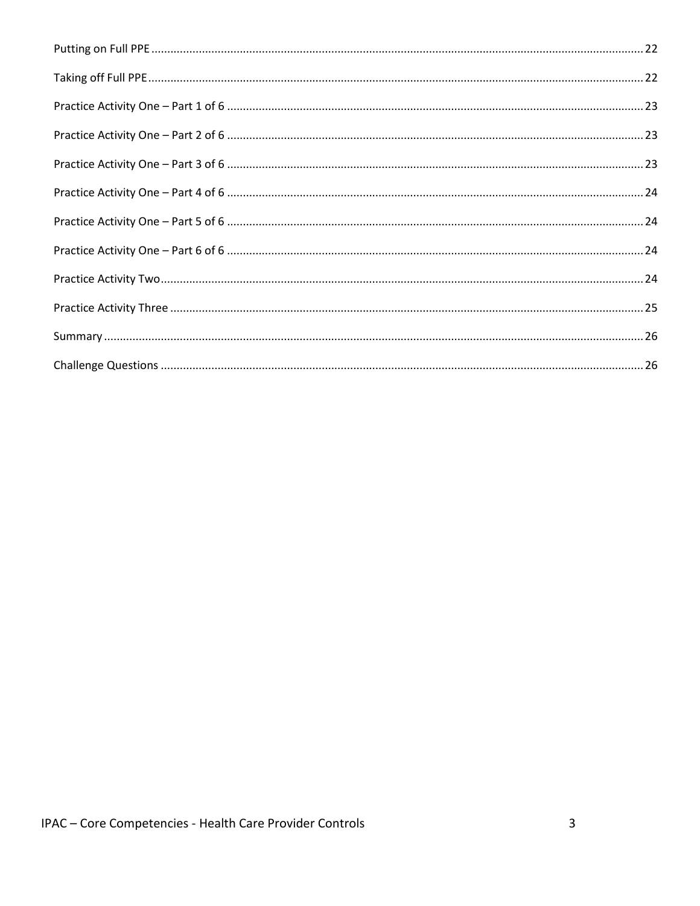Putting on Full PPE ........................................................................................................................................... 22

Taking off Full PPE ........................................................................................................................................... 22

Practice Activity One – Part 1 of 6 ................................................................................................................... 23

Practice Activity One – Part 2 of 6 ................................................................................................................... 23

Practice Activity One – Part 3 of 6 ................................................................................................................... 23

Practice Activity One – Part 4 of 6 ................................................................................................................... 24

Practice Activity One – Part 5 of 6 ................................................................................................................... 24

Practice Activity One – Part 6 of 6 ................................................................................................................... 24

Practice Activity Two ....................................................................................................................................... 24

Practice Activity Three ..................................................................................................................................... 25

Summary .......................................................................................................................................................... 26

Challenge Questions ........................................................................................................................................ 26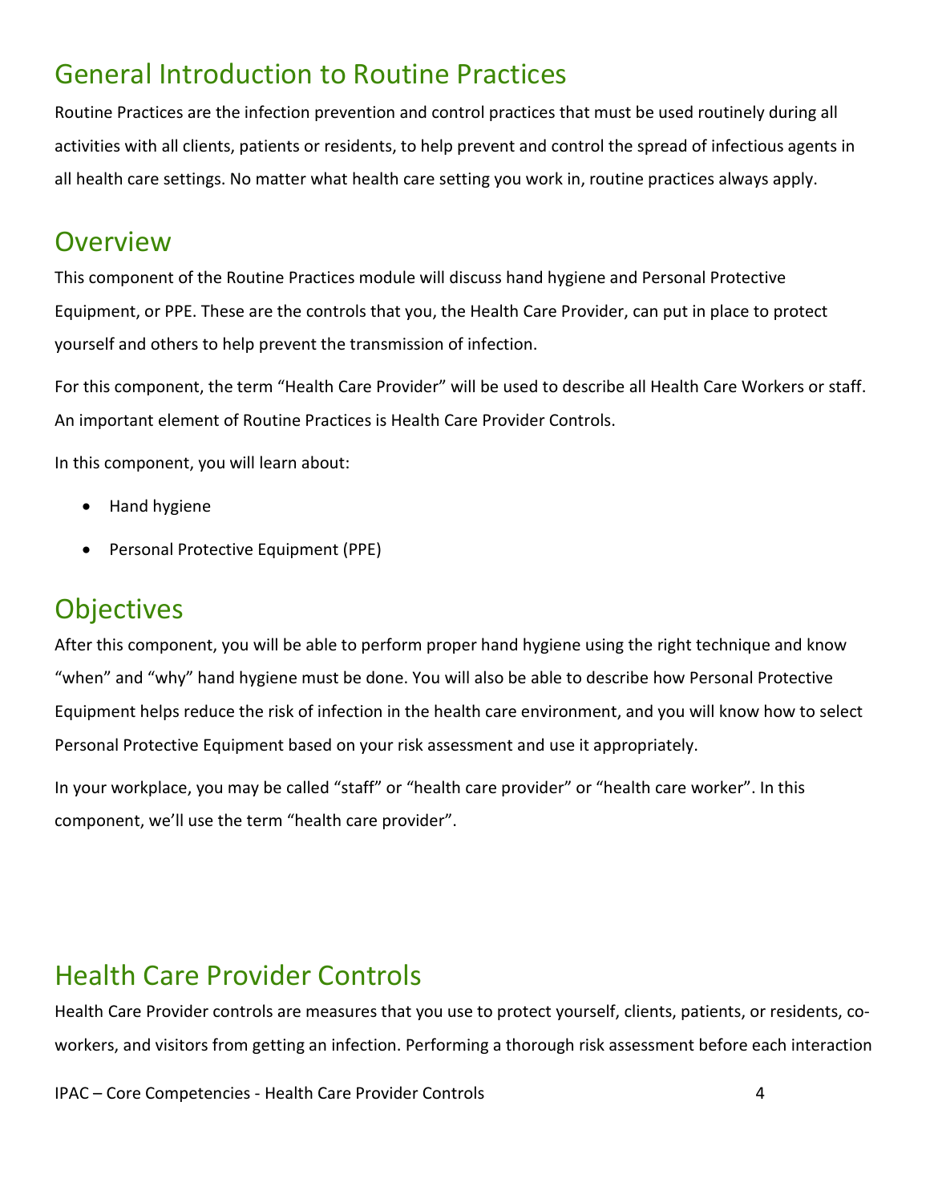## General Introduction to Routine Practices

Routine Practices are the infection prevention and control practices that must be used routinely during all activities with all clients, patients or residents, to help prevent and control the spread of infectious agents in all health care settings. No matter what health care setting you work in, routine practices always apply.

## Overview

This component of the Routine Practices module will discuss hand hygiene and Personal Protective Equipment, or PPE. These are the controls that you, the Health Care Provider, can put in place to protect yourself and others to help prevent the transmission of infection.

For this component, the term "Health Care Provider" will be used to describe all Health Care Workers or staff. An important element of Routine Practices is Health Care Provider Controls.

In this component, you will learn about:

- Hand hygiene
- Personal Protective Equipment (PPE)

## Objectives

After this component, you will be able to perform proper hand hygiene using the right technique and know "when" and "why" hand hygiene must be done. You will also be able to describe how Personal Protective Equipment helps reduce the risk of infection in the health care environment, and you will know how to select Personal Protective Equipment based on your risk assessment and use it appropriately.

In your workplace, you may be called "staff" or "health care provider" or "health care worker". In this component, we'll use the term "health care provider".

## Health Care Provider Controls

Health Care Provider controls are measures that you use to protect yourself, clients, patients, or residents, co-workers, and visitors from getting an infection. Performing a thorough risk assessment before each interaction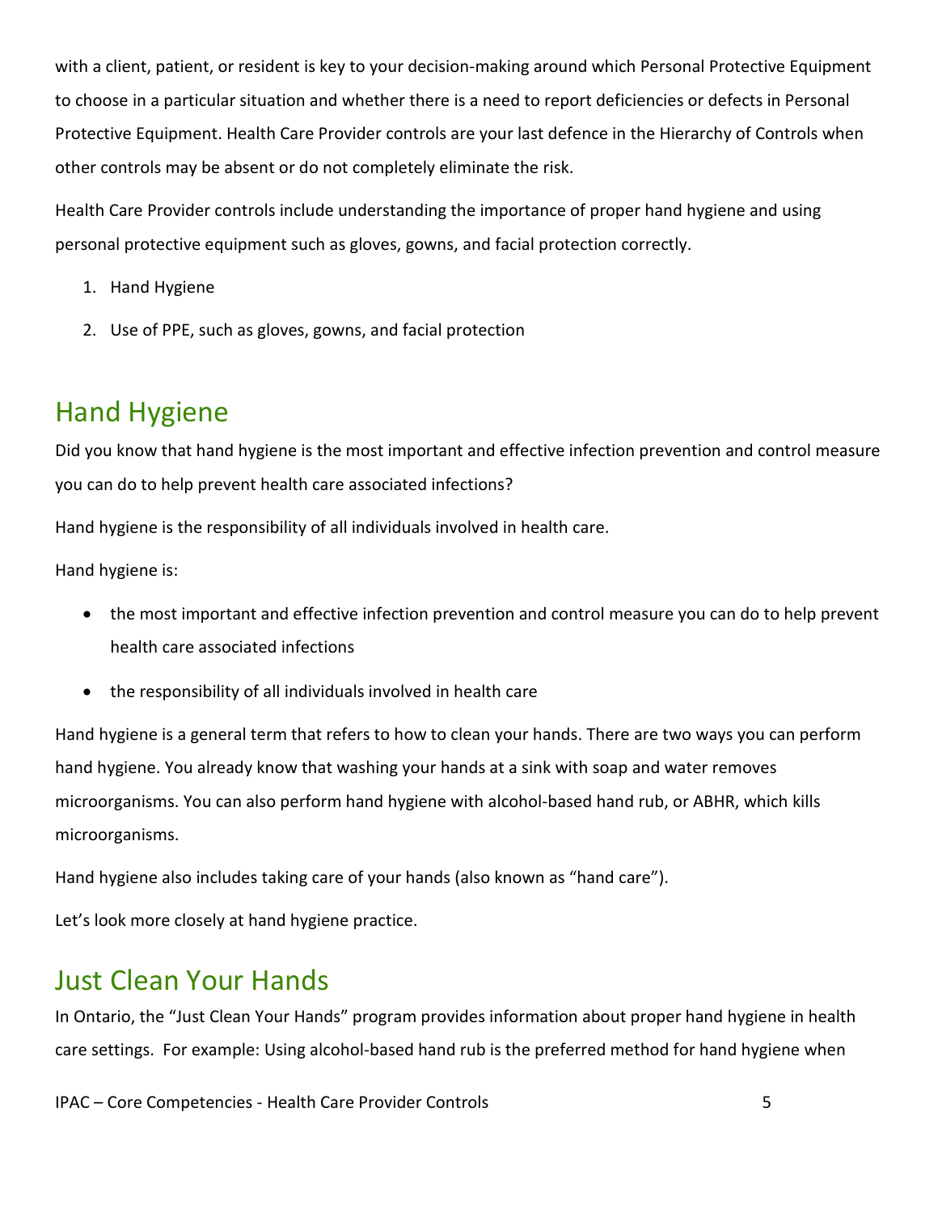with a client, patient, or resident is key to your decision-making around which Personal Protective Equipment to choose in a particular situation and whether there is a need to report deficiencies or defects in Personal Protective Equipment. Health Care Provider controls are your last defence in the Hierarchy of Controls when other controls may be absent or do not completely eliminate the risk.

Health Care Provider controls include understanding the importance of proper hand hygiene and using personal protective equipment such as gloves, gowns, and facial protection correctly.

1. Hand Hygiene
2. Use of PPE, such as gloves, gowns, and facial protection

## Hand Hygiene

Did you know that hand hygiene is the most important and effective infection prevention and control measure you can do to help prevent health care associated infections?

Hand hygiene is the responsibility of all individuals involved in health care.

Hand hygiene is:

- the most important and effective infection prevention and control measure you can do to help prevent health care associated infections
- the responsibility of all individuals involved in health care

Hand hygiene is a general term that refers to how to clean your hands. There are two ways you can perform hand hygiene. You already know that washing your hands at a sink with soap and water removes microorganisms. You can also perform hand hygiene with alcohol-based hand rub, or ABHR, which kills microorganisms.

Hand hygiene also includes taking care of your hands (also known as "hand care").

Let's look more closely at hand hygiene practice.

## Just Clean Your Hands

In Ontario, the "Just Clean Your Hands" program provides information about proper hand hygiene in health care settings. For example: Using alcohol-based hand rub is the preferred method for hand hygiene when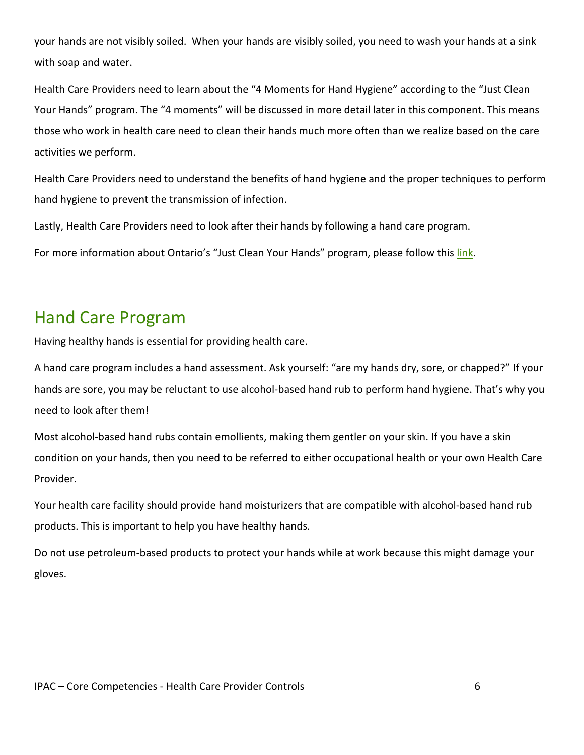your hands are not visibly soiled. When your hands are visibly soiled, you need to wash your hands at a sink with soap and water.

Health Care Providers need to learn about the "4 Moments for Hand Hygiene" according to the "Just Clean Your Hands" program. The "4 moments" will be discussed in more detail later in this component. This means those who work in health care need to clean their hands much more often than we realize based on the care activities we perform.

Health Care Providers need to understand the benefits of hand hygiene and the proper techniques to perform hand hygiene to prevent the transmission of infection.

Lastly, Health Care Providers need to look after their hands by following a hand care program.

For more information about Ontario's "Just Clean Your Hands" program, please follow this link.

## Hand Care Program

Having healthy hands is essential for providing health care.

A hand care program includes a hand assessment. Ask yourself: "are my hands dry, sore, or chapped?" If your hands are sore, you may be reluctant to use alcohol-based hand rub to perform hand hygiene. That's why you need to look after them!

Most alcohol-based hand rubs contain emollients, making them gentler on your skin. If you have a skin condition on your hands, then you need to be referred to either occupational health or your own Health Care Provider.

Your health care facility should provide hand moisturizers that are compatible with alcohol-based hand rub products. This is important to help you have healthy hands.

Do not use petroleum-based products to protect your hands while at work because this might damage your gloves.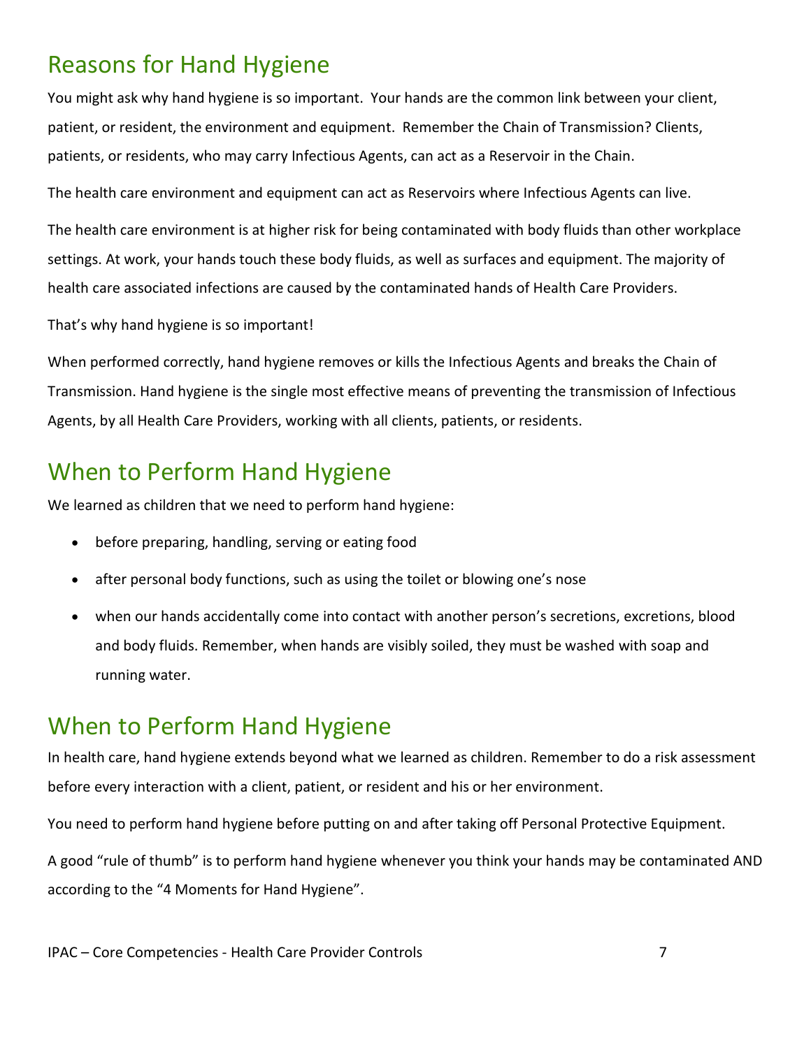## Reasons for Hand Hygiene

You might ask why hand hygiene is so important. Your hands are the common link between your client, patient, or resident, the environment and equipment. Remember the Chain of Transmission? Clients, patients, or residents, who may carry Infectious Agents, can act as a Reservoir in the Chain.

The health care environment and equipment can act as Reservoirs where Infectious Agents can live.

The health care environment is at higher risk for being contaminated with body fluids than other workplace settings. At work, your hands touch these body fluids, as well as surfaces and equipment. The majority of health care associated infections are caused by the contaminated hands of Health Care Providers.

That's why hand hygiene is so important!

When performed correctly, hand hygiene removes or kills the Infectious Agents and breaks the Chain of Transmission. Hand hygiene is the single most effective means of preventing the transmission of Infectious Agents, by all Health Care Providers, working with all clients, patients, or residents.

## When to Perform Hand Hygiene

We learned as children that we need to perform hand hygiene:

- before preparing, handling, serving or eating food
- after personal body functions, such as using the toilet or blowing one's nose
- when our hands accidentally come into contact with another person's secretions, excretions, blood and body fluids. Remember, when hands are visibly soiled, they must be washed with soap and running water.

## When to Perform Hand Hygiene

In health care, hand hygiene extends beyond what we learned as children. Remember to do a risk assessment before every interaction with a client, patient, or resident and his or her environment.

You need to perform hand hygiene before putting on and after taking off Personal Protective Equipment.

A good "rule of thumb" is to perform hand hygiene whenever you think your hands may be contaminated AND according to the "4 Moments for Hand Hygiene".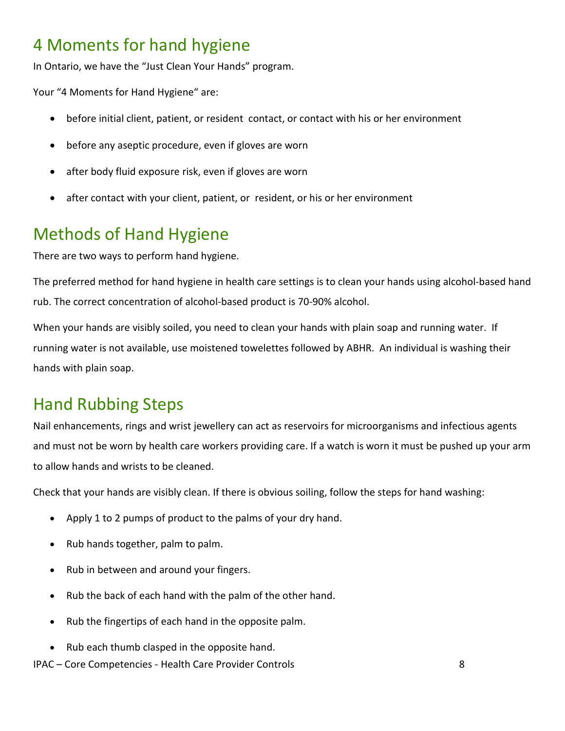## 4 Moments for hand hygiene

In Ontario, we have the “Just Clean Your Hands” program.

Your “4 Moments for Hand Hygiene“ are:

- before initial client, patient, or resident contact, or contact with his or her environment
- before any aseptic procedure, even if gloves are worn
- after body fluid exposure risk, even if gloves are worn
- after contact with your client, patient, or resident, or his or her environment

## Methods of Hand Hygiene

There are two ways to perform hand hygiene.

The preferred method for hand hygiene in health care settings is to clean your hands using alcohol-based hand rub. The correct concentration of alcohol-based product is 70-90% alcohol.

When your hands are visibly soiled, you need to clean your hands with plain soap and running water. If running water is not available, use moistened towelettes followed by ABHR. An individual is washing their hands with plain soap.

## Hand Rubbing Steps

Nail enhancements, rings and wrist jewellery can act as reservoirs for microorganisms and infectious agents and must not be worn by health care workers providing care. If a watch is worn it must be pushed up your arm to allow hands and wrists to be cleaned.

Check that your hands are visibly clean. If there is obvious soiling, follow the steps for hand washing:

- Apply 1 to 2 pumps of product to the palms of your dry hand.
- Rub hands together, palm to palm.
- Rub in between and around your fingers.
- Rub the back of each hand with the palm of the other hand.
- Rub the fingertips of each hand in the opposite palm.
- Rub each thumb clasped in the opposite hand.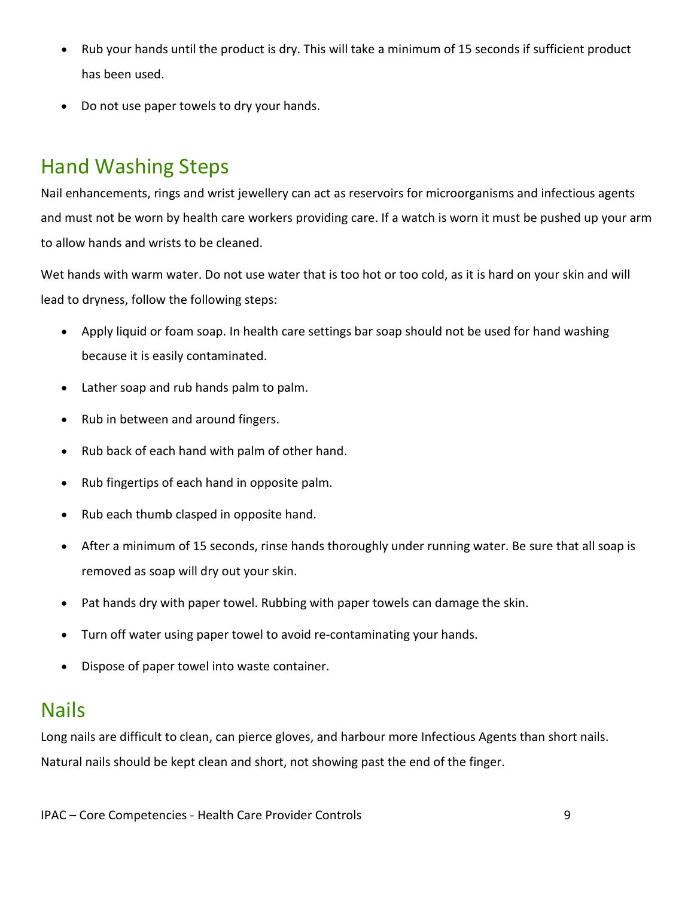- Rub your hands until the product is dry. This will take a minimum of 15 seconds if sufficient product has been used.
- Do not use paper towels to dry your hands.

## Hand Washing Steps

Nail enhancements, rings and wrist jewellery can act as reservoirs for microorganisms and infectious agents and must not be worn by health care workers providing care. If a watch is worn it must be pushed up your arm to allow hands and wrists to be cleaned.

Wet hands with warm water. Do not use water that is too hot or too cold, as it is hard on your skin and will lead to dryness, follow the following steps:

- Apply liquid or foam soap. In health care settings bar soap should not be used for hand washing because it is easily contaminated.
- Lather soap and rub hands palm to palm.
- Rub in between and around fingers.
- Rub back of each hand with palm of other hand.
- Rub fingertips of each hand in opposite palm.
- Rub each thumb clasped in opposite hand.
- After a minimum of 15 seconds, rinse hands thoroughly under running water. Be sure that all soap is removed as soap will dry out your skin.
- Pat hands dry with paper towel. Rubbing with paper towels can damage the skin.
- Turn off water using paper towel to avoid re-contaminating your hands.
- Dispose of paper towel into waste container.

## Nails

Long nails are difficult to clean, can pierce gloves, and harbour more Infectious Agents than short nails. Natural nails should be kept clean and short, not showing past the end of the finger.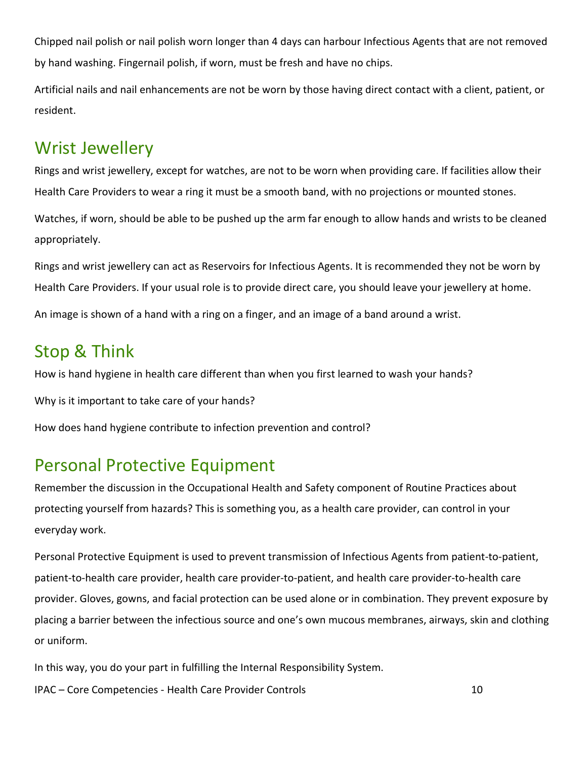Chipped nail polish or nail polish worn longer than 4 days can harbour Infectious Agents that are not removed by hand washing. Fingernail polish, if worn, must be fresh and have no chips.

Artificial nails and nail enhancements are not be worn by those having direct contact with a client, patient, or resident.

## Wrist Jewellery

Rings and wrist jewellery, except for watches, are not to be worn when providing care. If facilities allow their Health Care Providers to wear a ring it must be a smooth band, with no projections or mounted stones.

Watches, if worn, should be able to be pushed up the arm far enough to allow hands and wrists to be cleaned appropriately.

Rings and wrist jewellery can act as Reservoirs for Infectious Agents. It is recommended they not be worn by Health Care Providers. If your usual role is to provide direct care, you should leave your jewellery at home.

An image is shown of a hand with a ring on a finger, and an image of a band around a wrist.

## Stop & Think

How is hand hygiene in health care different than when you first learned to wash your hands?

Why is it important to take care of your hands?

How does hand hygiene contribute to infection prevention and control?

## Personal Protective Equipment

Remember the discussion in the Occupational Health and Safety component of Routine Practices about protecting yourself from hazards? This is something you, as a health care provider, can control in your everyday work.

Personal Protective Equipment is used to prevent transmission of Infectious Agents from patient-to-patient, patient-to-health care provider, health care provider-to-patient, and health care provider-to-health care provider. Gloves, gowns, and facial protection can be used alone or in combination. They prevent exposure by placing a barrier between the infectious source and one's own mucous membranes, airways, skin and clothing or uniform.

In this way, you do your part in fulfilling the Internal Responsibility System.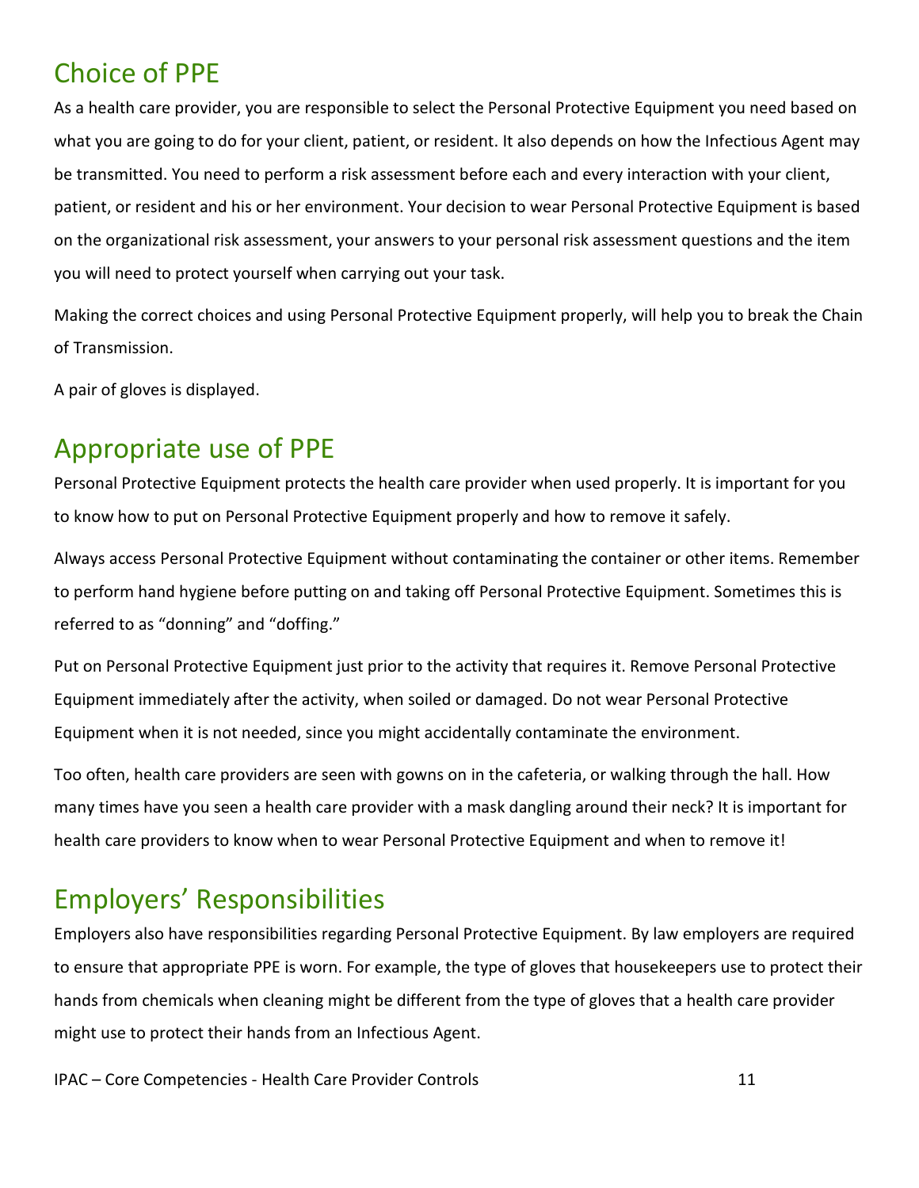## Choice of PPE

As a health care provider, you are responsible to select the Personal Protective Equipment you need based on what you are going to do for your client, patient, or resident. It also depends on how the Infectious Agent may be transmitted. You need to perform a risk assessment before each and every interaction with your client, patient, or resident and his or her environment. Your decision to wear Personal Protective Equipment is based on the organizational risk assessment, your answers to your personal risk assessment questions and the item you will need to protect yourself when carrying out your task.

Making the correct choices and using Personal Protective Equipment properly, will help you to break the Chain of Transmission.

A pair of gloves is displayed.

## Appropriate use of PPE

Personal Protective Equipment protects the health care provider when used properly. It is important for you to know how to put on Personal Protective Equipment properly and how to remove it safely.

Always access Personal Protective Equipment without contaminating the container or other items. Remember to perform hand hygiene before putting on and taking off Personal Protective Equipment. Sometimes this is referred to as "donning" and "doffing."

Put on Personal Protective Equipment just prior to the activity that requires it. Remove Personal Protective Equipment immediately after the activity, when soiled or damaged. Do not wear Personal Protective Equipment when it is not needed, since you might accidentally contaminate the environment.

Too often, health care providers are seen with gowns on in the cafeteria, or walking through the hall. How many times have you seen a health care provider with a mask dangling around their neck? It is important for health care providers to know when to wear Personal Protective Equipment and when to remove it!

## Employers' Responsibilities

Employers also have responsibilities regarding Personal Protective Equipment. By law employers are required to ensure that appropriate PPE is worn. For example, the type of gloves that housekeepers use to protect their hands from chemicals when cleaning might be different from the type of gloves that a health care provider might use to protect their hands from an Infectious Agent.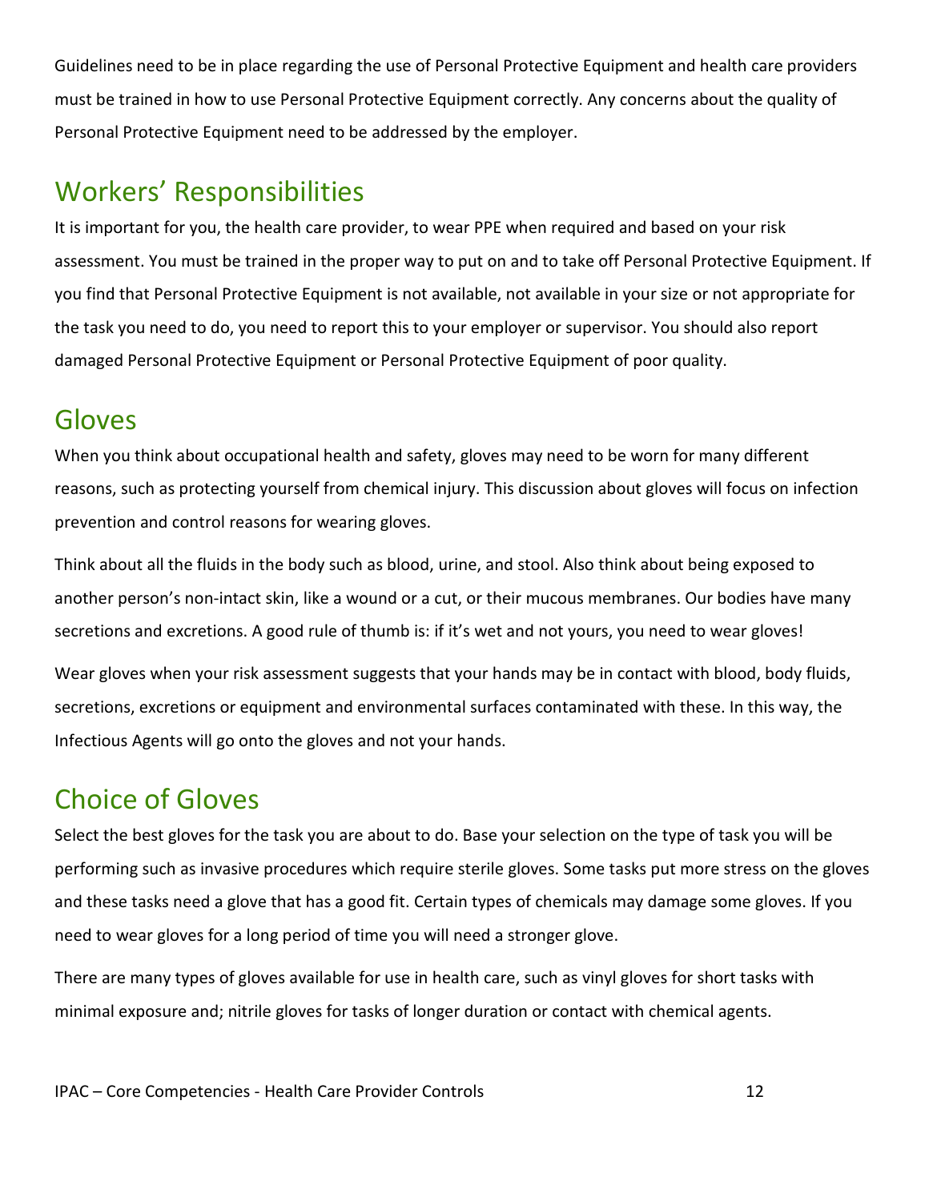Guidelines need to be in place regarding the use of Personal Protective Equipment and health care providers must be trained in how to use Personal Protective Equipment correctly. Any concerns about the quality of Personal Protective Equipment need to be addressed by the employer.

## Workers' Responsibilities

It is important for you, the health care provider, to wear PPE when required and based on your risk assessment. You must be trained in the proper way to put on and to take off Personal Protective Equipment. If you find that Personal Protective Equipment is not available, not available in your size or not appropriate for the task you need to do, you need to report this to your employer or supervisor. You should also report damaged Personal Protective Equipment or Personal Protective Equipment of poor quality.

## Gloves

When you think about occupational health and safety, gloves may need to be worn for many different reasons, such as protecting yourself from chemical injury. This discussion about gloves will focus on infection prevention and control reasons for wearing gloves.

Think about all the fluids in the body such as blood, urine, and stool. Also think about being exposed to another person's non-intact skin, like a wound or a cut, or their mucous membranes. Our bodies have many secretions and excretions. A good rule of thumb is: if it's wet and not yours, you need to wear gloves!

Wear gloves when your risk assessment suggests that your hands may be in contact with blood, body fluids, secretions, excretions or equipment and environmental surfaces contaminated with these. In this way, the Infectious Agents will go onto the gloves and not your hands.

## Choice of Gloves

Select the best gloves for the task you are about to do. Base your selection on the type of task you will be performing such as invasive procedures which require sterile gloves. Some tasks put more stress on the gloves and these tasks need a glove that has a good fit. Certain types of chemicals may damage some gloves. If you need to wear gloves for a long period of time you will need a stronger glove.

There are many types of gloves available for use in health care, such as vinyl gloves for short tasks with minimal exposure and; nitrile gloves for tasks of longer duration or contact with chemical agents.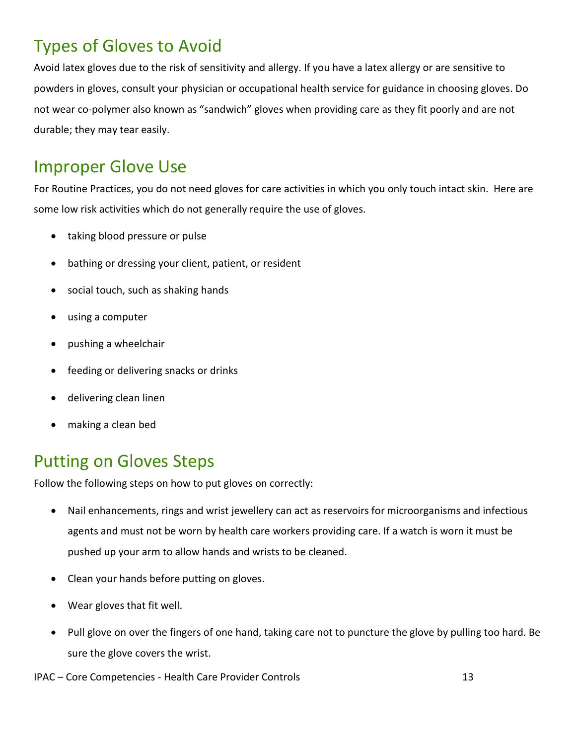## Types of Gloves to Avoid

Avoid latex gloves due to the risk of sensitivity and allergy. If you have a latex allergy or are sensitive to powders in gloves, consult your physician or occupational health service for guidance in choosing gloves. Do not wear co-polymer also known as "sandwich" gloves when providing care as they fit poorly and are not durable; they may tear easily.

## Improper Glove Use

For Routine Practices, you do not need gloves for care activities in which you only touch intact skin. Here are some low risk activities which do not generally require the use of gloves.

- taking blood pressure or pulse
- bathing or dressing your client, patient, or resident
- social touch, such as shaking hands
- using a computer
- pushing a wheelchair
- feeding or delivering snacks or drinks
- delivering clean linen
- making a clean bed

## Putting on Gloves Steps

Follow the following steps on how to put gloves on correctly:

- Nail enhancements, rings and wrist jewellery can act as reservoirs for microorganisms and infectious agents and must not be worn by health care workers providing care. If a watch is worn it must be pushed up your arm to allow hands and wrists to be cleaned.
- Clean your hands before putting on gloves.
- Wear gloves that fit well.
- Pull glove on over the fingers of one hand, taking care not to puncture the glove by pulling too hard. Be sure the glove covers the wrist.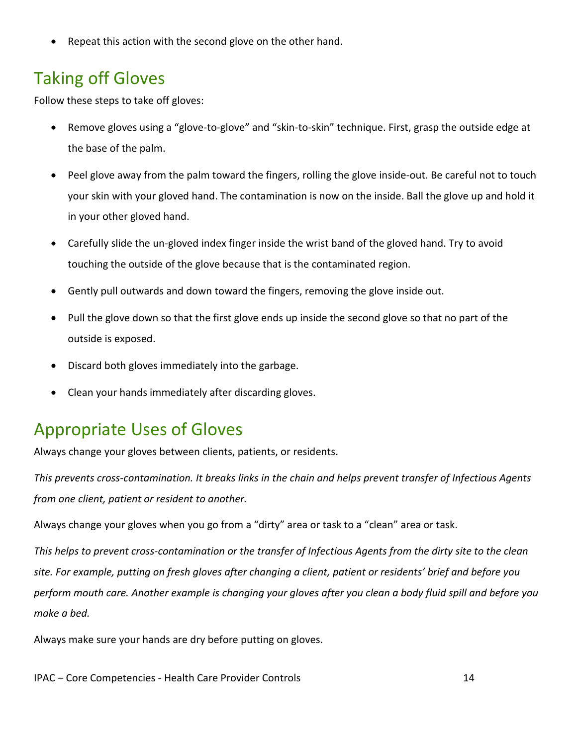- Repeat this action with the second glove on the other hand.

## Taking off Gloves

Follow these steps to take off gloves:

- Remove gloves using a “glove-to-glove” and “skin-to-skin” technique. First, grasp the outside edge at the base of the palm.
- Peel glove away from the palm toward the fingers, rolling the glove inside-out. Be careful not to touch your skin with your gloved hand. The contamination is now on the inside. Ball the glove up and hold it in your other gloved hand.
- Carefully slide the un-gloved index finger inside the wrist band of the gloved hand. Try to avoid touching the outside of the glove because that is the contaminated region.
- Gently pull outwards and down toward the fingers, removing the glove inside out.
- Pull the glove down so that the first glove ends up inside the second glove so that no part of the outside is exposed.
- Discard both gloves immediately into the garbage.
- Clean your hands immediately after discarding gloves.

## Appropriate Uses of Gloves

Always change your gloves between clients, patients, or residents.

*This prevents cross-contamination. It breaks links in the chain and helps prevent transfer of Infectious Agents from one client, patient or resident to another.*

Always change your gloves when you go from a “dirty” area or task to a “clean” area or task.

*This helps to prevent cross-contamination or the transfer of Infectious Agents from the dirty site to the clean site. For example, putting on fresh gloves after changing a client, patient or residents’ brief and before you perform mouth care. Another example is changing your gloves after you clean a body fluid spill and before you make a bed.*

Always make sure your hands are dry before putting on gloves.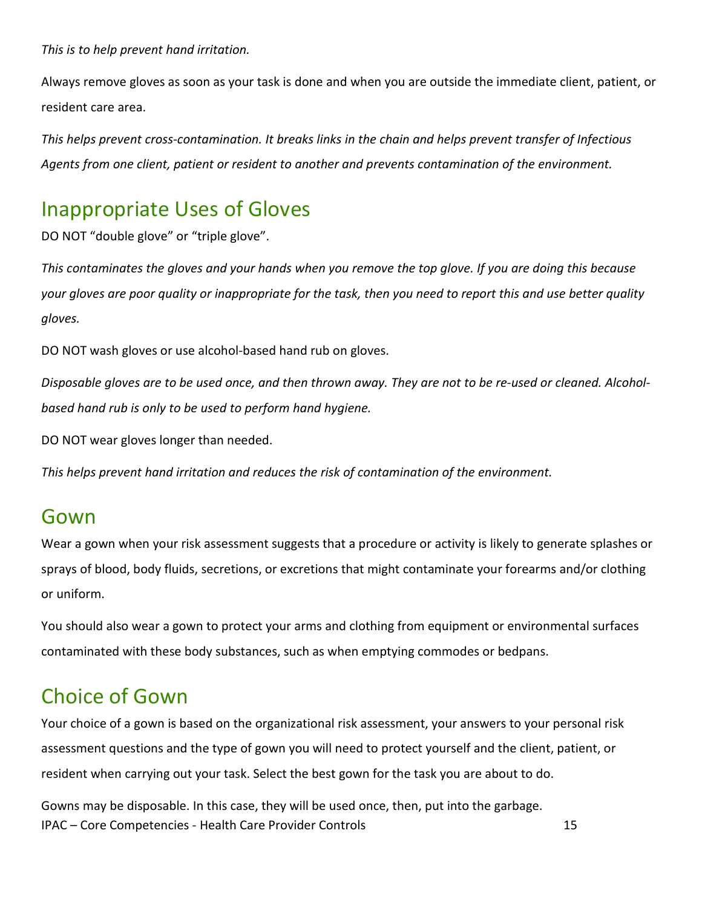*This is to help prevent hand irritation.*

Always remove gloves as soon as your task is done and when you are outside the immediate client, patient, or resident care area.

*This helps prevent cross-contamination. It breaks links in the chain and helps prevent transfer of Infectious Agents from one client, patient or resident to another and prevents contamination of the environment.*

## Inappropriate Uses of Gloves

DO NOT "double glove" or "triple glove".

*This contaminates the gloves and your hands when you remove the top glove. If you are doing this because your gloves are poor quality or inappropriate for the task, then you need to report this and use better quality gloves.*

DO NOT wash gloves or use alcohol-based hand rub on gloves.

*Disposable gloves are to be used once, and then thrown away. They are not to be re-used or cleaned. Alcohol-based hand rub is only to be used to perform hand hygiene.*

DO NOT wear gloves longer than needed.

*This helps prevent hand irritation and reduces the risk of contamination of the environment.*

## Gown

Wear a gown when your risk assessment suggests that a procedure or activity is likely to generate splashes or sprays of blood, body fluids, secretions, or excretions that might contaminate your forearms and/or clothing or uniform.

You should also wear a gown to protect your arms and clothing from equipment or environmental surfaces contaminated with these body substances, such as when emptying commodes or bedpans.

## Choice of Gown

Your choice of a gown is based on the organizational risk assessment, your answers to your personal risk assessment questions and the type of gown you will need to protect yourself and the client, patient, or resident when carrying out your task. Select the best gown for the task you are about to do.

Gowns may be disposable. In this case, they will be used once, then, put into the garbage.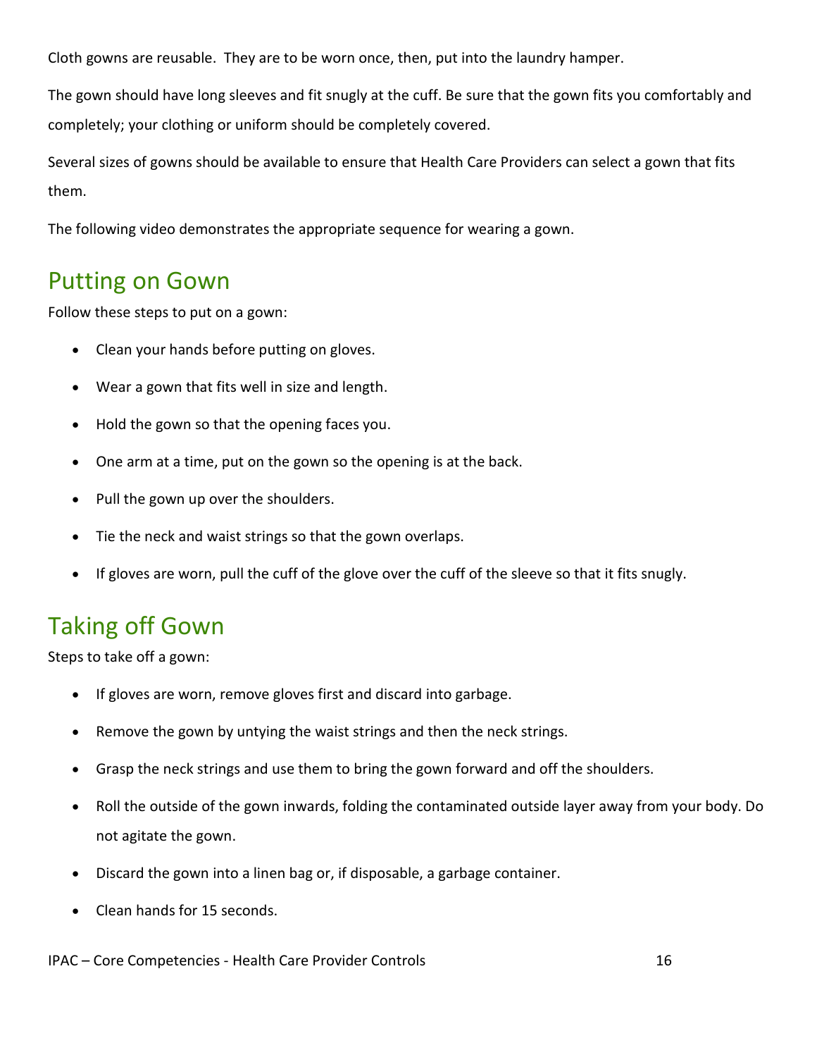Cloth gowns are reusable. They are to be worn once, then, put into the laundry hamper.

The gown should have long sleeves and fit snugly at the cuff. Be sure that the gown fits you comfortably and completely; your clothing or uniform should be completely covered.

Several sizes of gowns should be available to ensure that Health Care Providers can select a gown that fits them.

The following video demonstrates the appropriate sequence for wearing a gown.

## Putting on Gown

Follow these steps to put on a gown:

- Clean your hands before putting on gloves.
- Wear a gown that fits well in size and length.
- Hold the gown so that the opening faces you.
- One arm at a time, put on the gown so the opening is at the back.
- Pull the gown up over the shoulders.
- Tie the neck and waist strings so that the gown overlaps.
- If gloves are worn, pull the cuff of the glove over the cuff of the sleeve so that it fits snugly.

## Taking off Gown

Steps to take off a gown:

- If gloves are worn, remove gloves first and discard into garbage.
- Remove the gown by untying the waist strings and then the neck strings.
- Grasp the neck strings and use them to bring the gown forward and off the shoulders.
- Roll the outside of the gown inwards, folding the contaminated outside layer away from your body. Do not agitate the gown.
- Discard the gown into a linen bag or, if disposable, a garbage container.
- Clean hands for 15 seconds.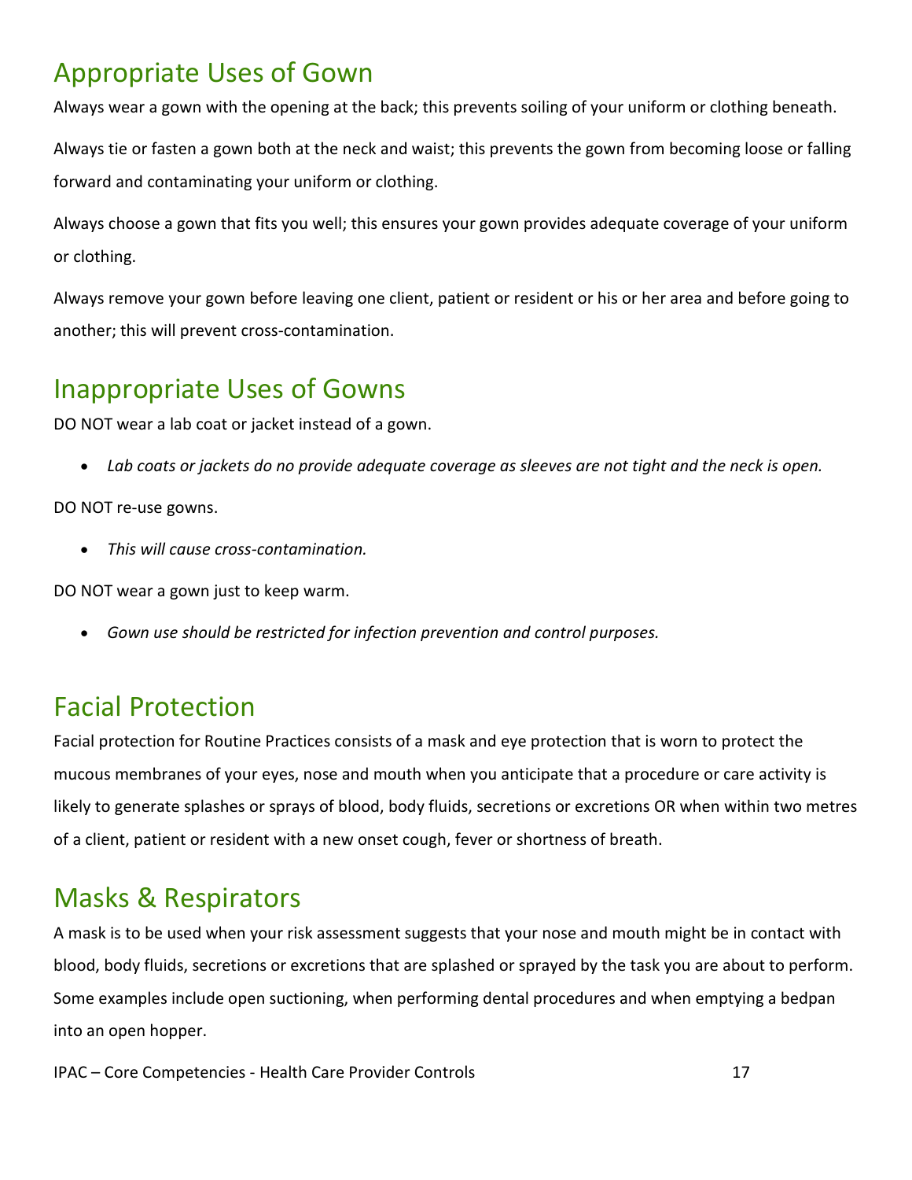## Appropriate Uses of Gown

Always wear a gown with the opening at the back; this prevents soiling of your uniform or clothing beneath.

Always tie or fasten a gown both at the neck and waist; this prevents the gown from becoming loose or falling forward and contaminating your uniform or clothing.

Always choose a gown that fits you well; this ensures your gown provides adequate coverage of your uniform or clothing.

Always remove your gown before leaving one client, patient or resident or his or her area and before going to another; this will prevent cross-contamination.

## Inappropriate Uses of Gowns

DO NOT wear a lab coat or jacket instead of a gown.

- *Lab coats or jackets do no provide adequate coverage as sleeves are not tight and the neck is open.*

DO NOT re-use gowns.

- *This will cause cross-contamination.*

DO NOT wear a gown just to keep warm.

- *Gown use should be restricted for infection prevention and control purposes.*

## Facial Protection

Facial protection for Routine Practices consists of a mask and eye protection that is worn to protect the mucous membranes of your eyes, nose and mouth when you anticipate that a procedure or care activity is likely to generate splashes or sprays of blood, body fluids, secretions or excretions OR when within two metres of a client, patient or resident with a new onset cough, fever or shortness of breath.

## Masks & Respirators

A mask is to be used when your risk assessment suggests that your nose and mouth might be in contact with blood, body fluids, secretions or excretions that are splashed or sprayed by the task you are about to perform. Some examples include open suctioning, when performing dental procedures and when emptying a bedpan into an open hopper.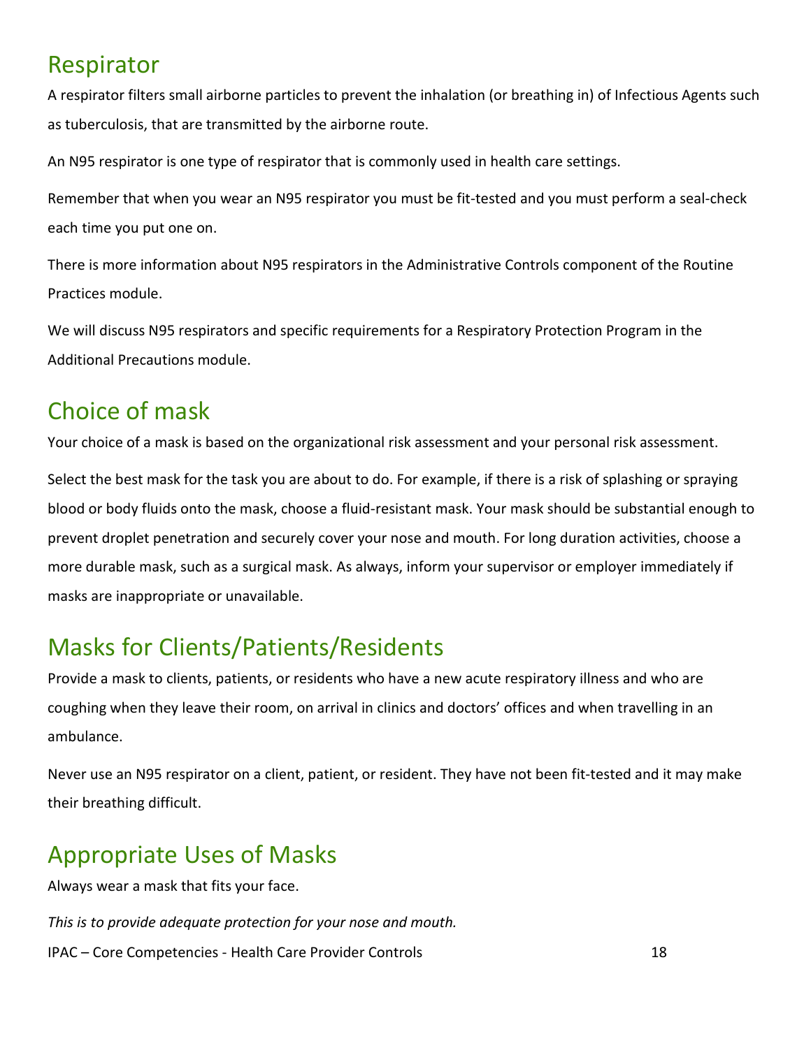## Respirator

A respirator filters small airborne particles to prevent the inhalation (or breathing in) of Infectious Agents such as tuberculosis, that are transmitted by the airborne route.

An N95 respirator is one type of respirator that is commonly used in health care settings.

Remember that when you wear an N95 respirator you must be fit-tested and you must perform a seal-check each time you put one on.

There is more information about N95 respirators in the Administrative Controls component of the Routine Practices module.

We will discuss N95 respirators and specific requirements for a Respiratory Protection Program in the Additional Precautions module.

## Choice of mask

Your choice of a mask is based on the organizational risk assessment and your personal risk assessment.

Select the best mask for the task you are about to do. For example, if there is a risk of splashing or spraying blood or body fluids onto the mask, choose a fluid-resistant mask. Your mask should be substantial enough to prevent droplet penetration and securely cover your nose and mouth. For long duration activities, choose a more durable mask, such as a surgical mask. As always, inform your supervisor or employer immediately if masks are inappropriate or unavailable.

## Masks for Clients/Patients/Residents

Provide a mask to clients, patients, or residents who have a new acute respiratory illness and who are coughing when they leave their room, on arrival in clinics and doctors' offices and when travelling in an ambulance.

Never use an N95 respirator on a client, patient, or resident. They have not been fit-tested and it may make their breathing difficult.

## Appropriate Uses of Masks

Always wear a mask that fits your face.

*This is to provide adequate protection for your nose and mouth.*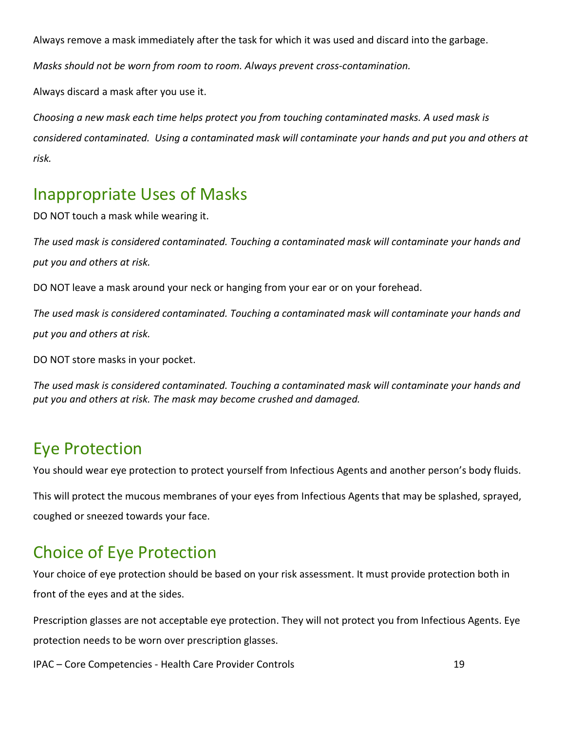Always remove a mask immediately after the task for which it was used and discard into the garbage.

*Masks should not be worn from room to room. Always prevent cross-contamination.*

Always discard a mask after you use it.

*Choosing a new mask each time helps protect you from touching contaminated masks. A used mask is considered contaminated. Using a contaminated mask will contaminate your hands and put you and others at risk.*

## Inappropriate Uses of Masks

DO NOT touch a mask while wearing it.

*The used mask is considered contaminated. Touching a contaminated mask will contaminate your hands and put you and others at risk.*

DO NOT leave a mask around your neck or hanging from your ear or on your forehead.

*The used mask is considered contaminated. Touching a contaminated mask will contaminate your hands and put you and others at risk.*

DO NOT store masks in your pocket.

*The used mask is considered contaminated. Touching a contaminated mask will contaminate your hands and put you and others at risk. The mask may become crushed and damaged.*

## Eye Protection

You should wear eye protection to protect yourself from Infectious Agents and another person's body fluids.

This will protect the mucous membranes of your eyes from Infectious Agents that may be splashed, sprayed, coughed or sneezed towards your face.

## Choice of Eye Protection

Your choice of eye protection should be based on your risk assessment. It must provide protection both in front of the eyes and at the sides.

Prescription glasses are not acceptable eye protection. They will not protect you from Infectious Agents. Eye protection needs to be worn over prescription glasses.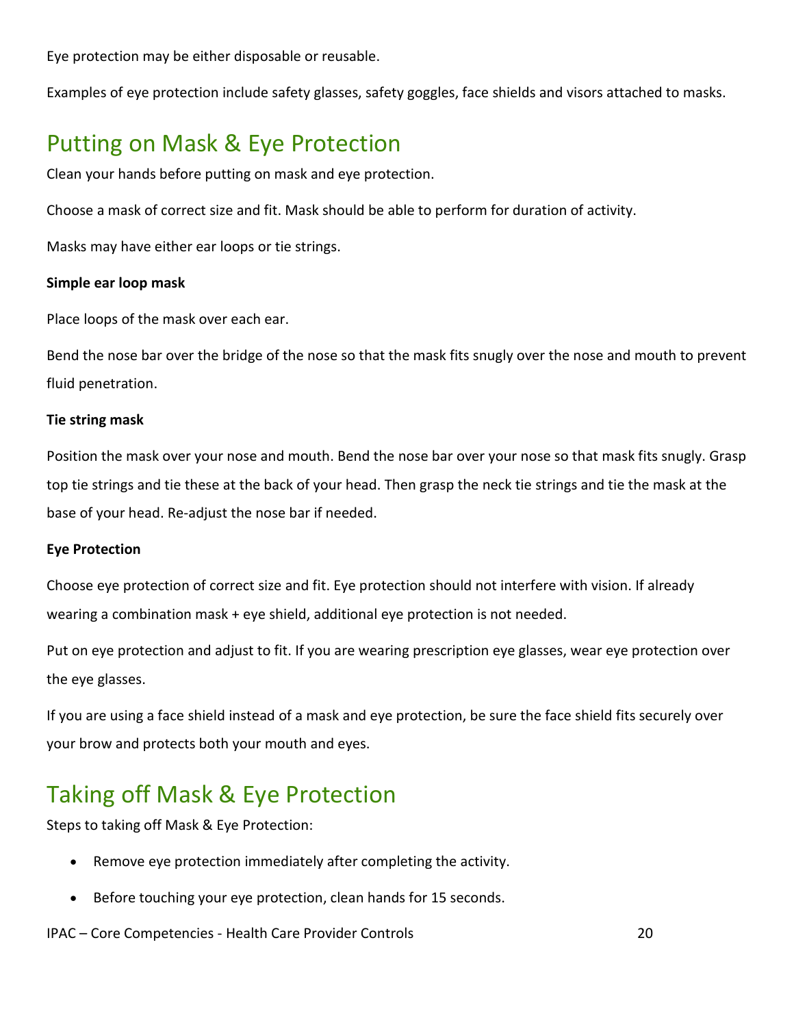Eye protection may be either disposable or reusable.

Examples of eye protection include safety glasses, safety goggles, face shields and visors attached to masks.

## Putting on Mask & Eye Protection

Clean your hands before putting on mask and eye protection.

Choose a mask of correct size and fit. Mask should be able to perform for duration of activity.

Masks may have either ear loops or tie strings.

**Simple ear loop mask**

Place loops of the mask over each ear.

Bend the nose bar over the bridge of the nose so that the mask fits snugly over the nose and mouth to prevent fluid penetration.

**Tie string mask**

Position the mask over your nose and mouth. Bend the nose bar over your nose so that mask fits snugly. Grasp top tie strings and tie these at the back of your head. Then grasp the neck tie strings and tie the mask at the base of your head. Re-adjust the nose bar if needed.

**Eye Protection**

Choose eye protection of correct size and fit. Eye protection should not interfere with vision. If already wearing a combination mask + eye shield, additional eye protection is not needed.

Put on eye protection and adjust to fit. If you are wearing prescription eye glasses, wear eye protection over the eye glasses.

If you are using a face shield instead of a mask and eye protection, be sure the face shield fits securely over your brow and protects both your mouth and eyes.

## Taking off Mask & Eye Protection

Steps to taking off Mask & Eye Protection:

- Remove eye protection immediately after completing the activity.
- Before touching your eye protection, clean hands for 15 seconds.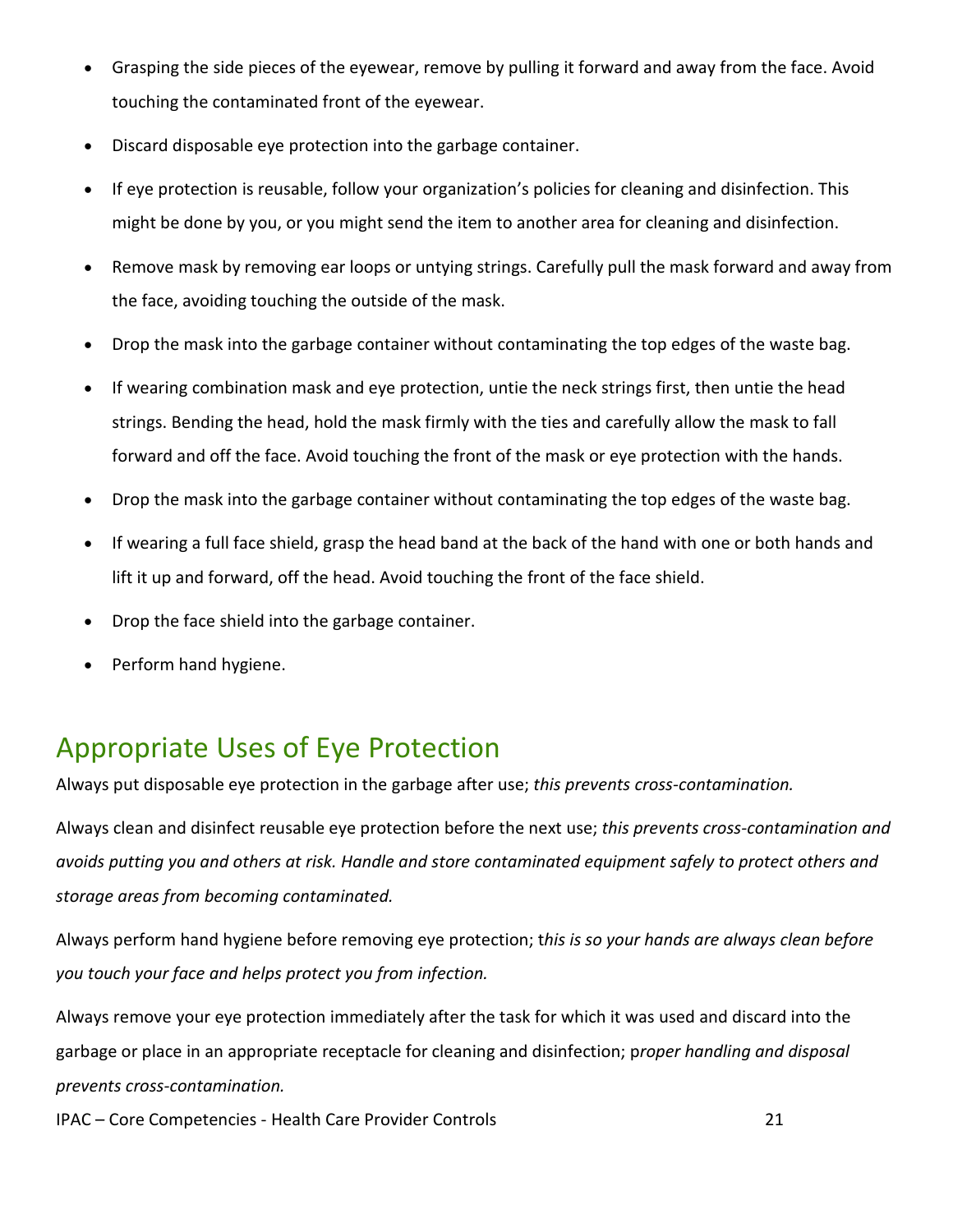- Grasping the side pieces of the eyewear, remove by pulling it forward and away from the face. Avoid touching the contaminated front of the eyewear.
- Discard disposable eye protection into the garbage container.
- If eye protection is reusable, follow your organization's policies for cleaning and disinfection. This might be done by you, or you might send the item to another area for cleaning and disinfection.
- Remove mask by removing ear loops or untying strings. Carefully pull the mask forward and away from the face, avoiding touching the outside of the mask.
- Drop the mask into the garbage container without contaminating the top edges of the waste bag.
- If wearing combination mask and eye protection, untie the neck strings first, then untie the head strings. Bending the head, hold the mask firmly with the ties and carefully allow the mask to fall forward and off the face. Avoid touching the front of the mask or eye protection with the hands.
- Drop the mask into the garbage container without contaminating the top edges of the waste bag.
- If wearing a full face shield, grasp the head band at the back of the hand with one or both hands and lift it up and forward, off the head. Avoid touching the front of the face shield.
- Drop the face shield into the garbage container.
- Perform hand hygiene.

## Appropriate Uses of Eye Protection

Always put disposable eye protection in the garbage after use; *this prevents cross-contamination.*

Always clean and disinfect reusable eye protection before the next use; *this prevents cross-contamination and avoids putting you and others at risk. Handle and store contaminated equipment safely to protect others and storage areas from becoming contaminated.*

Always perform hand hygiene before removing eye protection; t*his is so your hands are always clean before you touch your face and helps protect you from infection.*

Always remove your eye protection immediately after the task for which it was used and discard into the garbage or place in an appropriate receptacle for cleaning and disinfection; p*roper handling and disposal prevents cross-contamination.*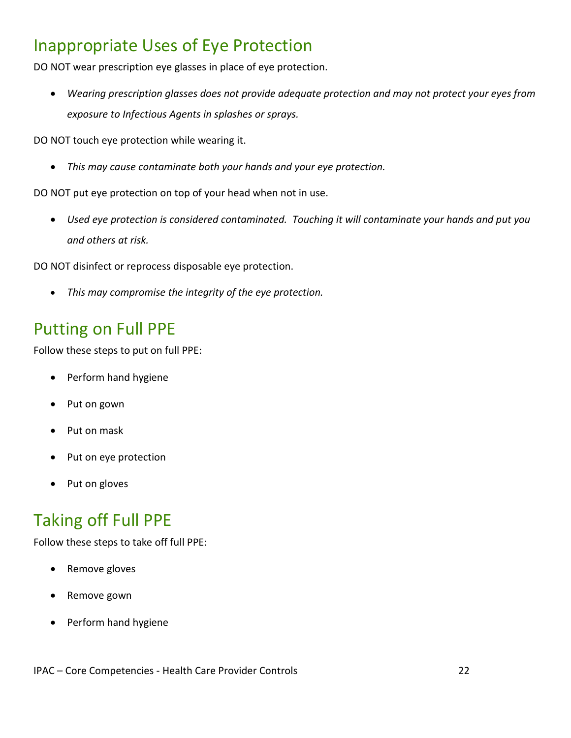## Inappropriate Uses of Eye Protection

DO NOT wear prescription eye glasses in place of eye protection.

- *Wearing prescription glasses does not provide adequate protection and may not protect your eyes from exposure to Infectious Agents in splashes or sprays.*

DO NOT touch eye protection while wearing it.

- *This may cause contaminate both your hands and your eye protection.*

DO NOT put eye protection on top of your head when not in use.

- *Used eye protection is considered contaminated. Touching it will contaminate your hands and put you and others at risk.*

DO NOT disinfect or reprocess disposable eye protection.

- *This may compromise the integrity of the eye protection.*

## Putting on Full PPE

Follow these steps to put on full PPE:

- Perform hand hygiene
- Put on gown
- Put on mask
- Put on eye protection
- Put on gloves

## Taking off Full PPE

Follow these steps to take off full PPE:

- Remove gloves
- Remove gown
- Perform hand hygiene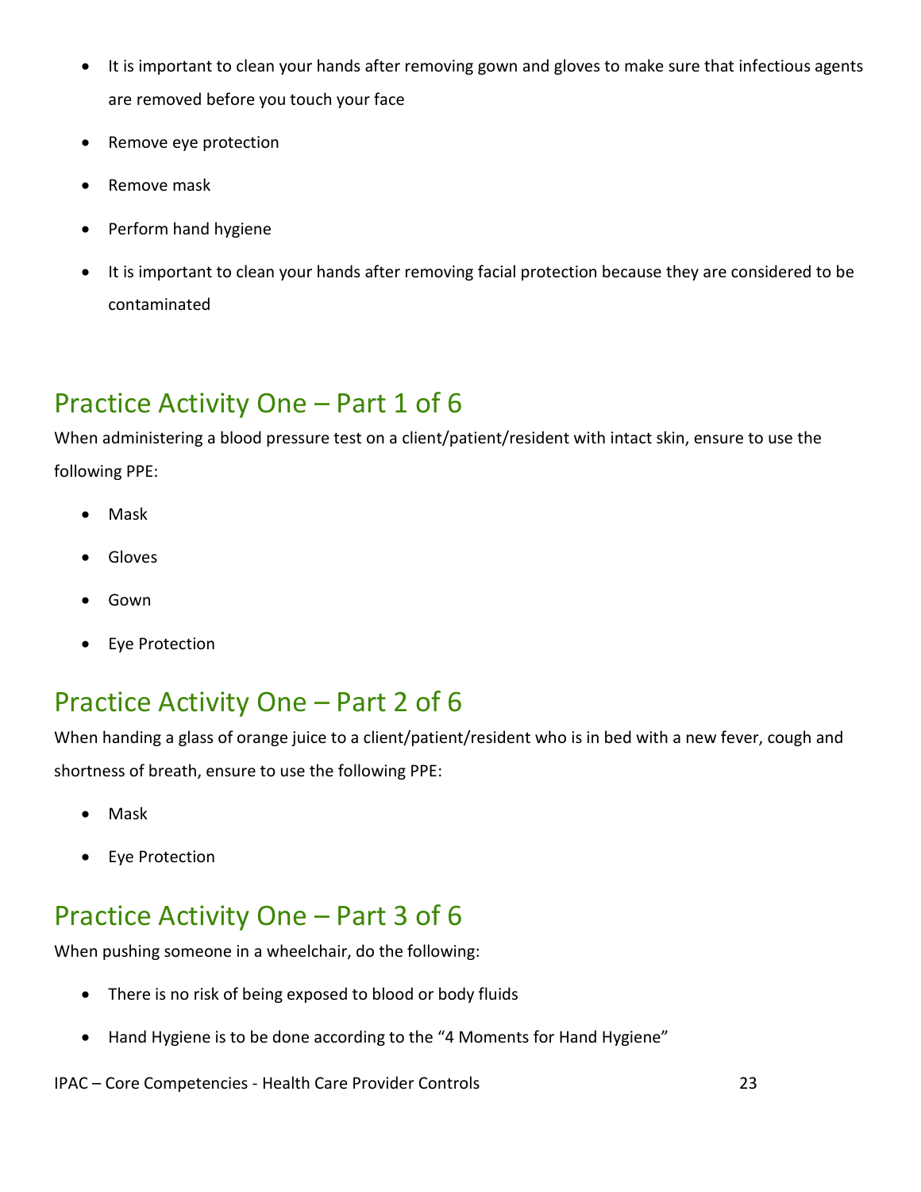- It is important to clean your hands after removing gown and gloves to make sure that infectious agents are removed before you touch your face
- Remove eye protection
- Remove mask
- Perform hand hygiene
- It is important to clean your hands after removing facial protection because they are considered to be contaminated

## Practice Activity One – Part 1 of 6

When administering a blood pressure test on a client/patient/resident with intact skin, ensure to use the following PPE:

- Mask
- Gloves
- Gown
- Eye Protection

## Practice Activity One – Part 2 of 6

When handing a glass of orange juice to a client/patient/resident who is in bed with a new fever, cough and shortness of breath, ensure to use the following PPE:

- Mask
- Eye Protection

## Practice Activity One – Part 3 of 6

When pushing someone in a wheelchair, do the following:

- There is no risk of being exposed to blood or body fluids
- Hand Hygiene is to be done according to the "4 Moments for Hand Hygiene"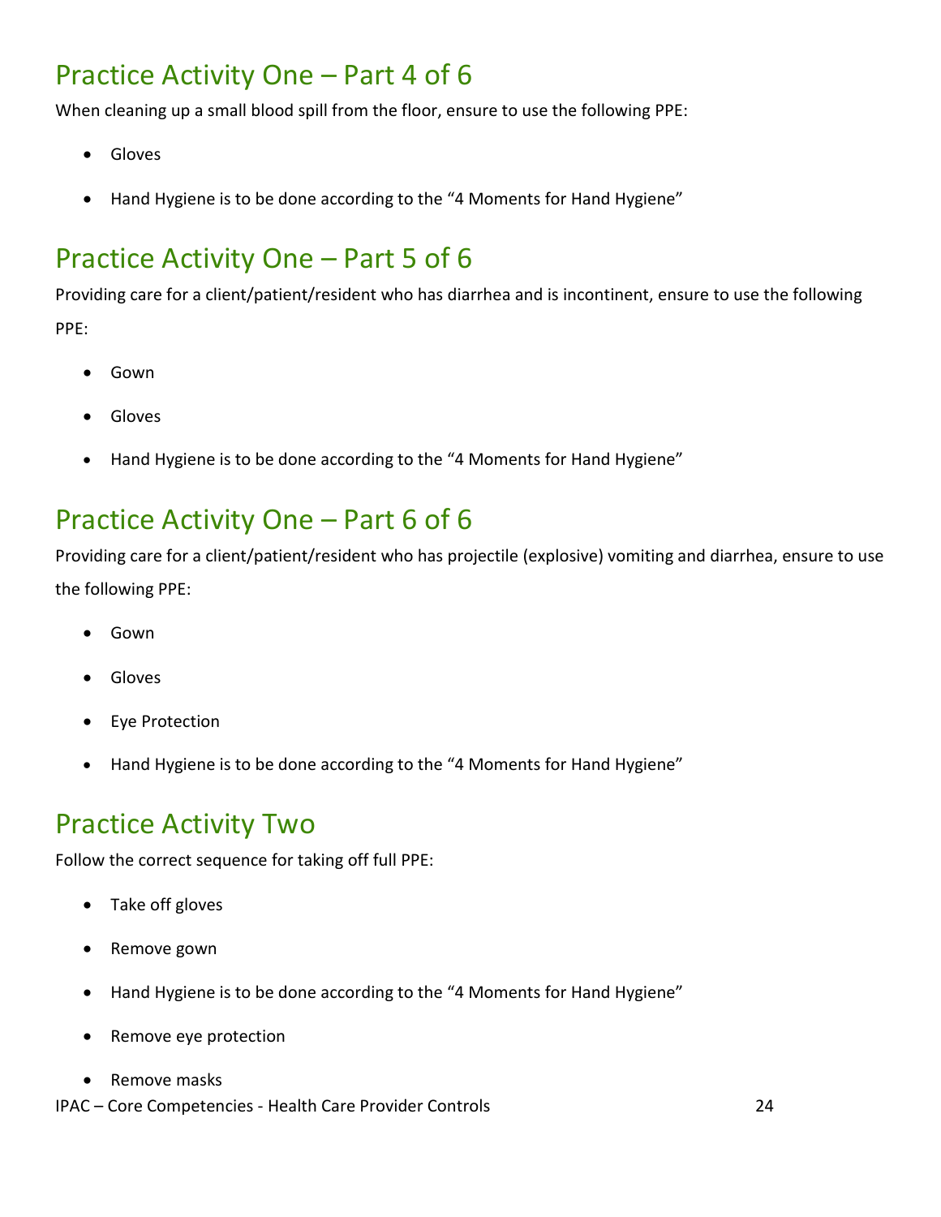## Practice Activity One – Part 4 of 6

When cleaning up a small blood spill from the floor, ensure to use the following PPE:

- Gloves
- Hand Hygiene is to be done according to the "4 Moments for Hand Hygiene"

## Practice Activity One – Part 5 of 6

Providing care for a client/patient/resident who has diarrhea and is incontinent, ensure to use the following PPE:

- Gown
- Gloves
- Hand Hygiene is to be done according to the "4 Moments for Hand Hygiene"

## Practice Activity One – Part 6 of 6

Providing care for a client/patient/resident who has projectile (explosive) vomiting and diarrhea, ensure to use the following PPE:

- Gown
- Gloves
- Eye Protection
- Hand Hygiene is to be done according to the "4 Moments for Hand Hygiene"

## Practice Activity Two

Follow the correct sequence for taking off full PPE:

- Take off gloves
- Remove gown
- Hand Hygiene is to be done according to the "4 Moments for Hand Hygiene"
- Remove eye protection
- Remove masks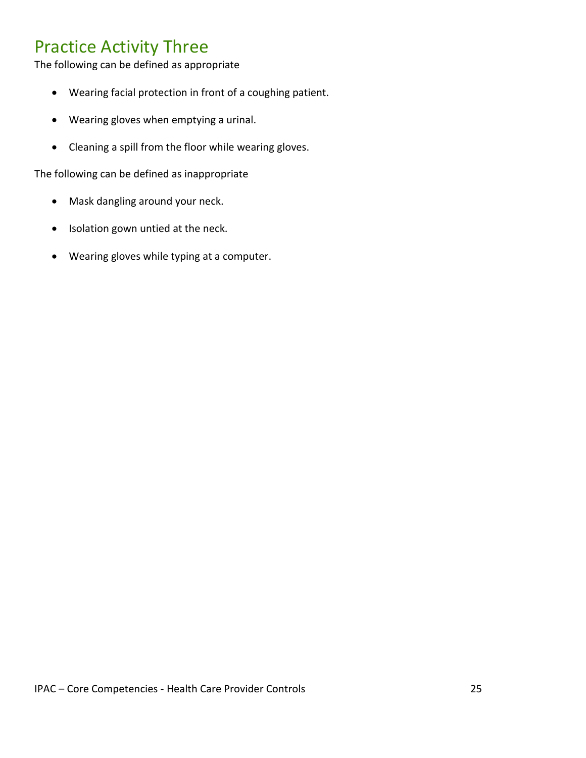# Practice Activity Three

The following can be defined as appropriate

- Wearing facial protection in front of a coughing patient.
- Wearing gloves when emptying a urinal.
- Cleaning a spill from the floor while wearing gloves.

The following can be defined as inappropriate

- Mask dangling around your neck.
- Isolation gown untied at the neck.
- Wearing gloves while typing at a computer.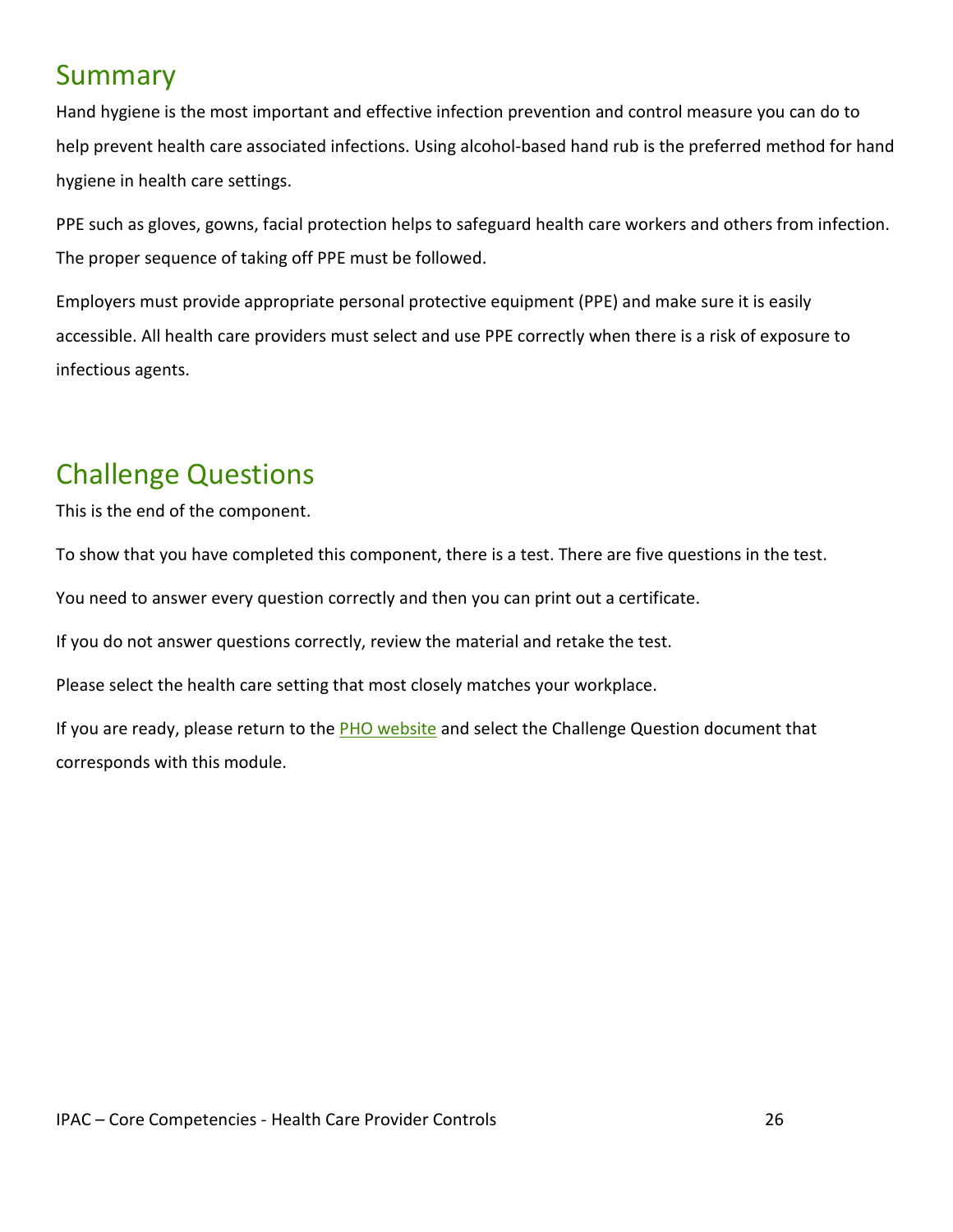## Summary

Hand hygiene is the most important and effective infection prevention and control measure you can do to help prevent health care associated infections. Using alcohol-based hand rub is the preferred method for hand hygiene in health care settings.

PPE such as gloves, gowns, facial protection helps to safeguard health care workers and others from infection. The proper sequence of taking off PPE must be followed.

Employers must provide appropriate personal protective equipment (PPE) and make sure it is easily accessible. All health care providers must select and use PPE correctly when there is a risk of exposure to infectious agents.

## Challenge Questions

This is the end of the component.

To show that you have completed this component, there is a test. There are five questions in the test.

You need to answer every question correctly and then you can print out a certificate.

If you do not answer questions correctly, review the material and retake the test.

Please select the health care setting that most closely matches your workplace.

If you are ready, please return to the PHO website and select the Challenge Question document that corresponds with this module.